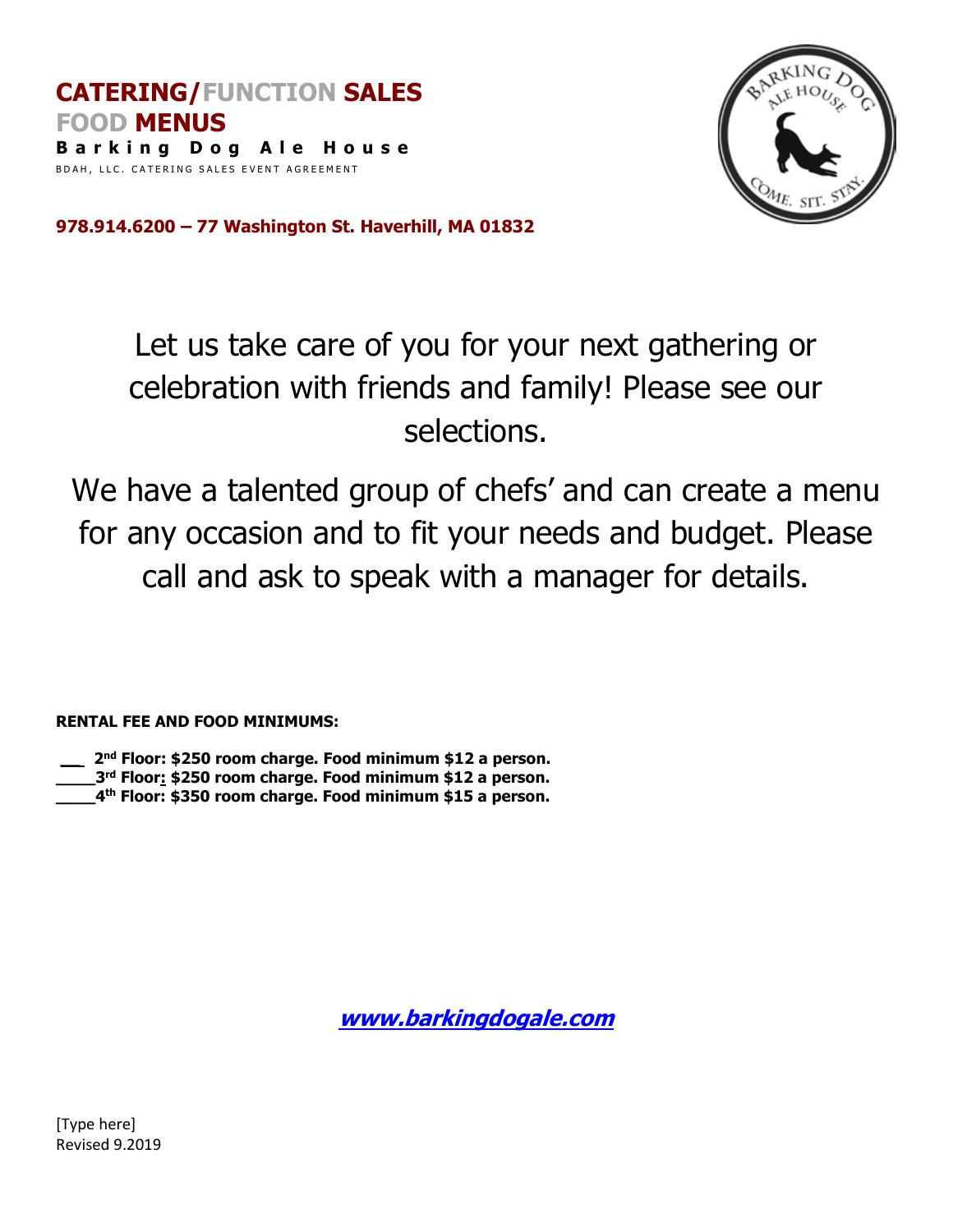# CATERING/FUNCTION SALES FOOD MENUS

**Barking Dog Ale House**

BDAH, LLC. CATERING SALES EVENT AGREEMENT

**978.914.6200 – 77 Washington St. Haverhill, MA 01832**

Let us take care of you for your next gathering or celebration with friends and family! Please see our selections.

We have a talented group of chefs' and can create a menu for any occasion and to fit your needs and budget. Please call and ask to speak with a manager for details.

**RENTAL FEE AND FOOD MINIMUMS:**

**__ 2nd Floor: $250 room charge. Food minimum $12 a person.**
**____3rd Floor: $250 room charge. Food minimum $12 a person.**
**____4th Floor: $350 room charge. Food minimum $15 a person.**

[***www.barkingdogale.com***](http://www.barkingdogale.com)

[Type here]
Revised 9.2019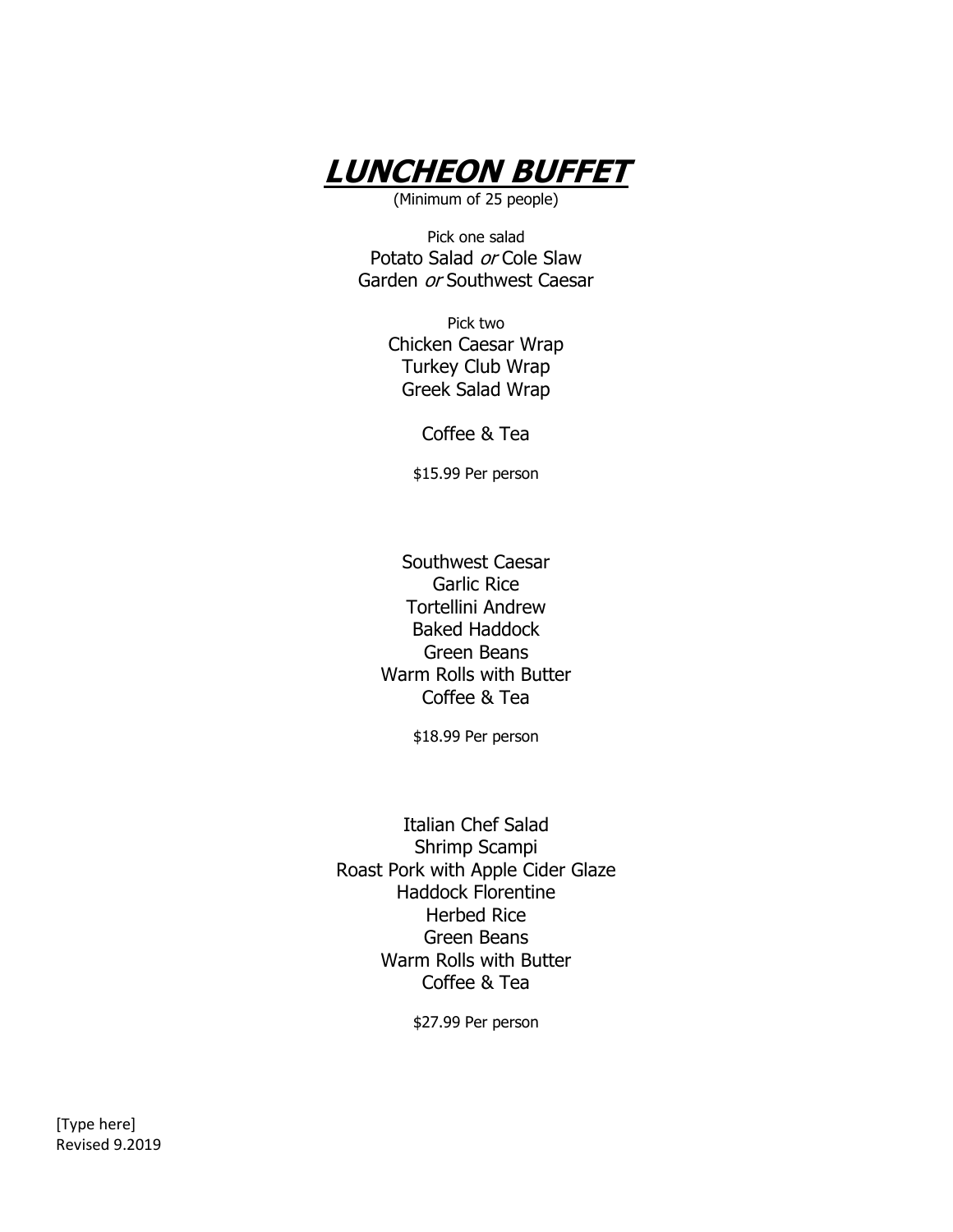# ***LUNCHEON BUFFET***

(Minimum of 25 people)

Pick one salad

Potato Salad *or* Cole Slaw

Garden *or* Southwest Caesar

Pick two

Chicken Caesar Wrap

Turkey Club Wrap

Greek Salad Wrap

Coffee & Tea

$15.99 Per person

Southwest Caesar

Garlic Rice

Tortellini Andrew

Baked Haddock

Green Beans

Warm Rolls with Butter

Coffee & Tea

$18.99 Per person

Italian Chef Salad

Shrimp Scampi

Roast Pork with Apple Cider Glaze

Haddock Florentine

Herbed Rice

Green Beans

Warm Rolls with Butter

Coffee & Tea

$27.99 Per person

[Type here]

Revised 9.2019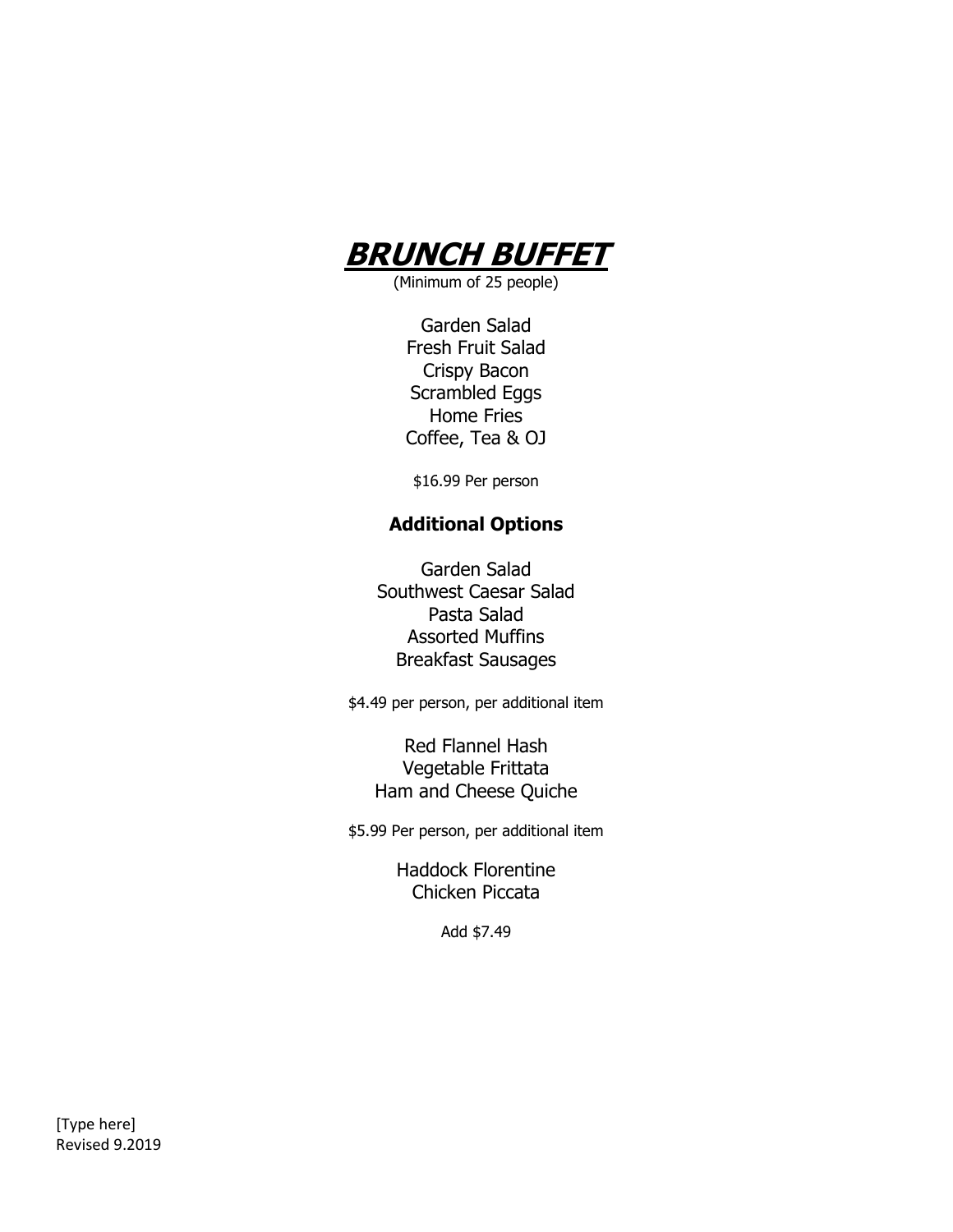# ***BRUNCH BUFFET***

(Minimum of 25 people)

Garden Salad
Fresh Fruit Salad
Crispy Bacon
Scrambled Eggs
Home Fries
Coffee, Tea & OJ

$16.99 Per person

## Additional Options

Garden Salad
Southwest Caesar Salad
Pasta Salad
Assorted Muffins
Breakfast Sausages

$4.49 per person, per additional item

Red Flannel Hash
Vegetable Frittata
Ham and Cheese Quiche

$5.99 Per person, per additional item

Haddock Florentine
Chicken Piccata

Add $7.49

[Type here]
Revised 9.2019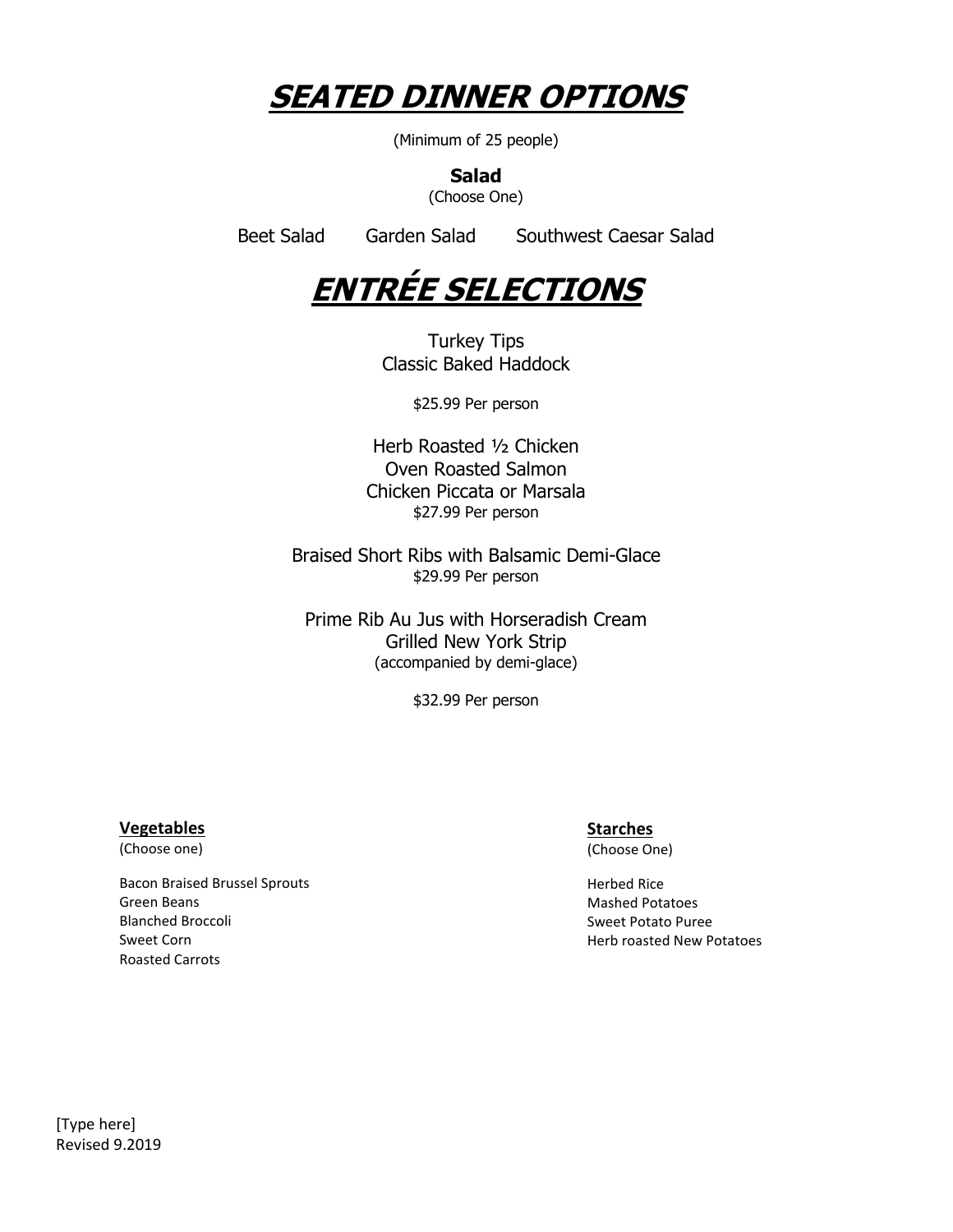# SEATED DINNER OPTIONS

(Minimum of 25 people)

**Salad**

(Choose One)

Beet Salad

Garden Salad

Southwest Caesar Salad

# ENTRÉE SELECTIONS

Turkey Tips

Classic Baked Haddock

$25.99 Per person

Herb Roasted ½ Chicken

Oven Roasted Salmon

Chicken Piccata or Marsala

$27.99 Per person

Braised Short Ribs with Balsamic Demi-Glace

$29.99 Per person

Prime Rib Au Jus with Horseradish Cream

Grilled New York Strip

(accompanied by demi-glace)

$32.99 Per person

**Vegetables**

(Choose one)

- Bacon Braised Brussel Sprouts
- Green Beans
- Blanched Broccoli
- Sweet Corn
- Roasted Carrots

**Starches**

(Choose One)

- Herbed Rice
- Mashed Potatoes
- Sweet Potato Puree
- Herb roasted New Potatoes

[Type here]

Revised 9.2019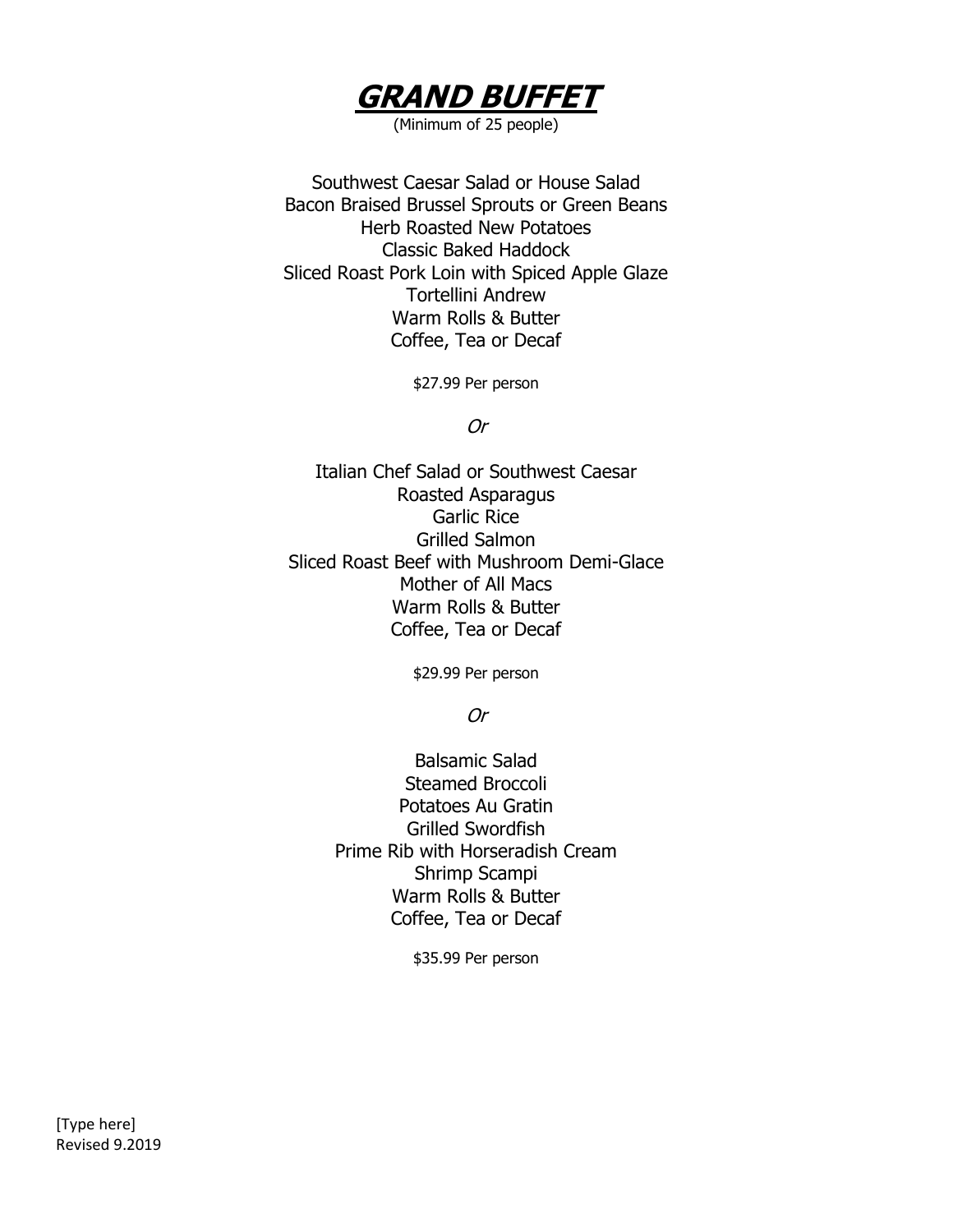# ***GRAND BUFFET***

(Minimum of 25 people)

Southwest Caesar Salad or House Salad
Bacon Braised Brussel Sprouts or Green Beans
Herb Roasted New Potatoes
Classic Baked Haddock
Sliced Roast Pork Loin with Spiced Apple Glaze
Tortellini Andrew
Warm Rolls & Butter
Coffee, Tea or Decaf

$27.99 Per person

*Or*

Italian Chef Salad or Southwest Caesar
Roasted Asparagus
Garlic Rice
Grilled Salmon
Sliced Roast Beef with Mushroom Demi-Glace
Mother of All Macs
Warm Rolls & Butter
Coffee, Tea or Decaf

$29.99 Per person

*Or*

Balsamic Salad
Steamed Broccoli
Potatoes Au Gratin
Grilled Swordfish
Prime Rib with Horseradish Cream
Shrimp Scampi
Warm Rolls & Butter
Coffee, Tea or Decaf

$35.99 Per person

[Type here]
Revised 9.2019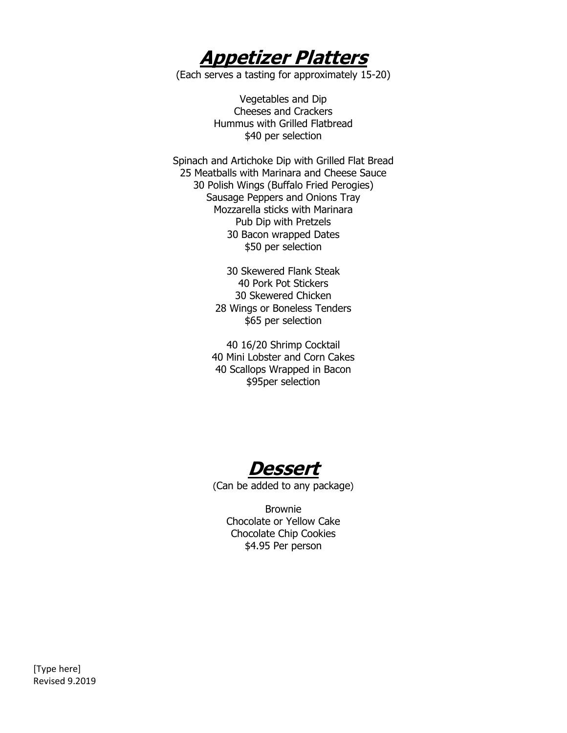# ***Appetizer Platters***

(Each serves a tasting for approximately 15-20)

Vegetables and Dip
Cheeses and Crackers
Hummus with Grilled Flatbread
$40 per selection

Spinach and Artichoke Dip with Grilled Flat Bread
25 Meatballs with Marinara and Cheese Sauce
30 Polish Wings (Buffalo Fried Perogies)
Sausage Peppers and Onions Tray
Mozzarella sticks with Marinara
Pub Dip with Pretzels
30 Bacon wrapped Dates
$50 per selection

30 Skewered Flank Steak
40 Pork Pot Stickers
30 Skewered Chicken
28 Wings or Boneless Tenders
$65 per selection

40 16/20 Shrimp Cocktail
40 Mini Lobster and Corn Cakes
40 Scallops Wrapped in Bacon
$95per selection

# ***Dessert***

(Can be added to any package)

Brownie
Chocolate or Yellow Cake
Chocolate Chip Cookies
$4.95 Per person

[Type here]
Revised 9.2019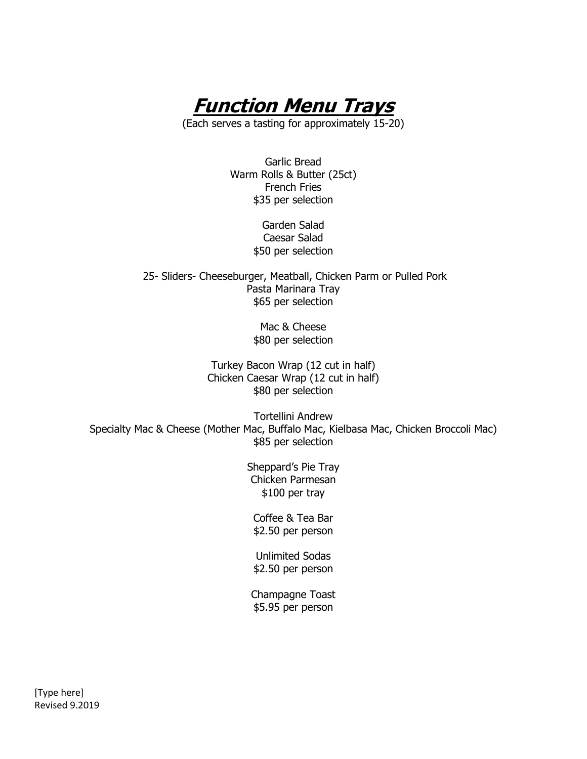# ***Function Menu Trays***

(Each serves a tasting for approximately 15-20)

Garlic Bread
Warm Rolls & Butter (25ct)
French Fries
$35 per selection

Garden Salad
Caesar Salad
$50 per selection

25- Sliders- Cheeseburger, Meatball, Chicken Parm or Pulled Pork
Pasta Marinara Tray
$65 per selection

Mac & Cheese
$80 per selection

Turkey Bacon Wrap (12 cut in half)
Chicken Caesar Wrap (12 cut in half)
$80 per selection

Tortellini Andrew
Specialty Mac & Cheese (Mother Mac, Buffalo Mac, Kielbasa Mac, Chicken Broccoli Mac)
$85 per selection

Sheppard's Pie Tray
Chicken Parmesan
$100 per tray

Coffee & Tea Bar
$2.50 per person

Unlimited Sodas
$2.50 per person

Champagne Toast
$5.95 per person

[Type here]
Revised 9.2019